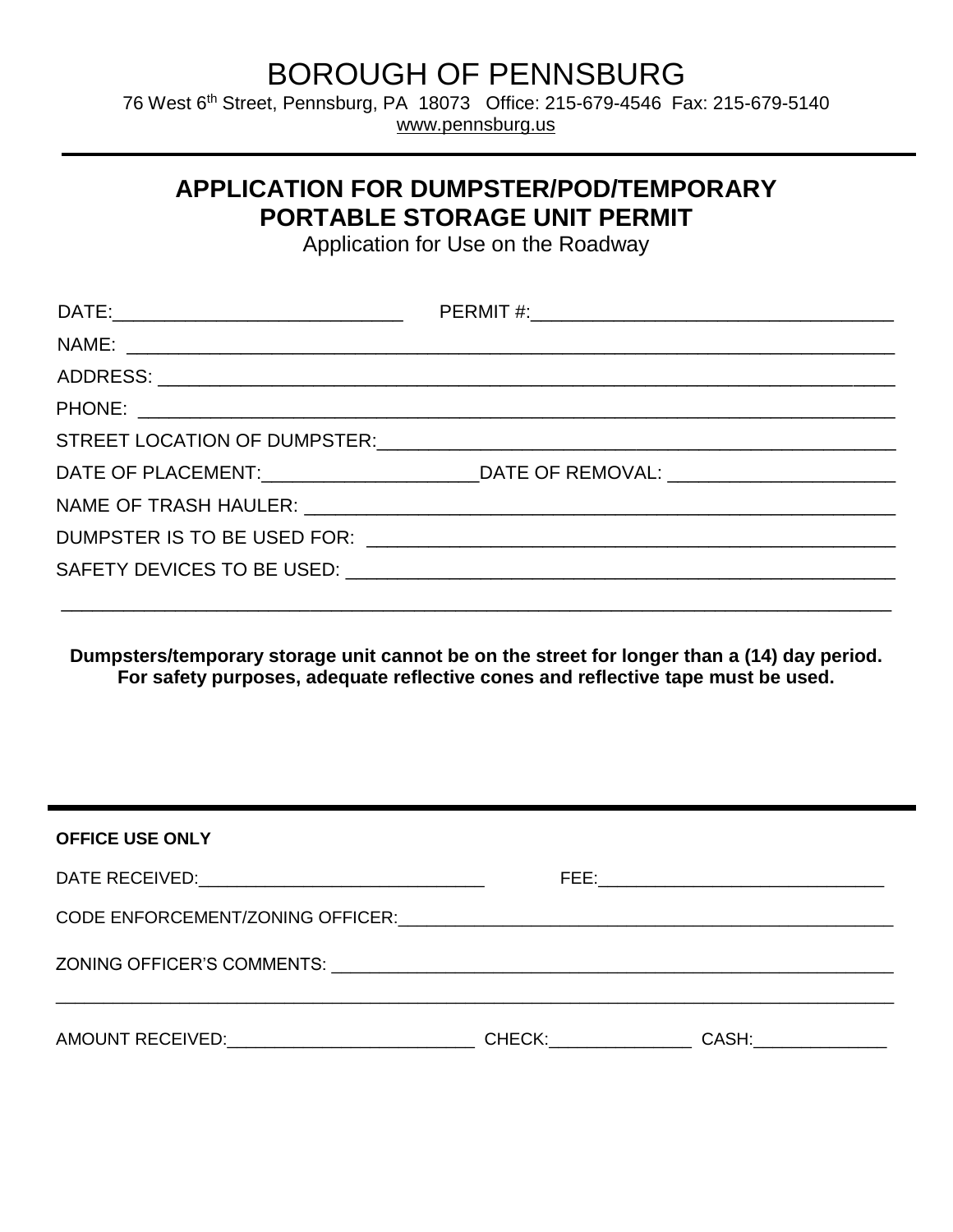# BOROUGH OF PENNSBURG

76 West 6th Street, Pennsburg, PA 18073 Office: 215-679-4546 Fax: 215-679-5140

www.pennsburg.us

---

## APPLICATION FOR DUMPSTER/POD/TEMPORARY PORTABLE STORAGE UNIT PERMIT

Application for Use on the Roadway

DATE:____________________________ PERMIT #:___________________________________

NAME: ____________________________________________________________________________

ADDRESS: _________________________________________________________________________

PHONE: ___________________________________________________________________________

STREET LOCATION OF DUMPSTER:______________________________________________________

DATE OF PLACEMENT:_____________________DATE OF REMOVAL: ______________________

NAME OF TRASH HAULER: ____________________________________________________________

DUMPSTER IS TO BE USED FOR: ______________________________________________________

SAFETY DEVICES TO BE USED: ______________________________________________________

__________________________________________________________________________________

**Dumpsters/temporary storage unit cannot be on the street for longer than a (14) day period. For safety purposes, adequate reflective cones and reflective tape must be used.**

---

**OFFICE USE ONLY**

DATE RECEIVED:______________________________ FEE:______________________________

CODE ENFORCEMENT/ZONING OFFICER:____________________________________________________

ZONING OFFICER'S COMMENTS: ________________________________________________________

__________________________________________________________________________________

AMOUNT RECEIVED:__________________________ CHECK:_______________ CASH:______________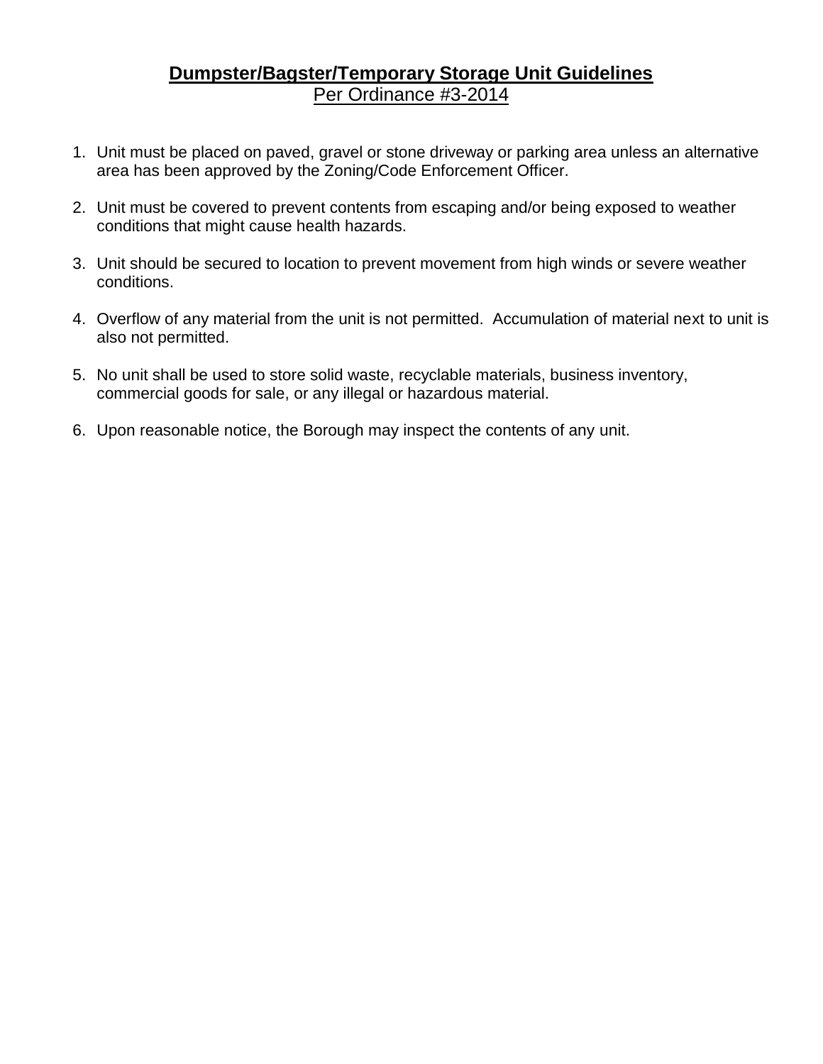## **Dumpster/Bagster/Temporary Storage Unit Guidelines**

Per Ordinance #3-2014

1. Unit must be placed on paved, gravel or stone driveway or parking area unless an alternative area has been approved by the Zoning/Code Enforcement Officer.

2. Unit must be covered to prevent contents from escaping and/or being exposed to weather conditions that might cause health hazards.

3. Unit should be secured to location to prevent movement from high winds or severe weather conditions.

4. Overflow of any material from the unit is not permitted. Accumulation of material next to unit is also not permitted.

5. No unit shall be used to store solid waste, recyclable materials, business inventory, commercial goods for sale, or any illegal or hazardous material.

6. Upon reasonable notice, the Borough may inspect the contents of any unit.